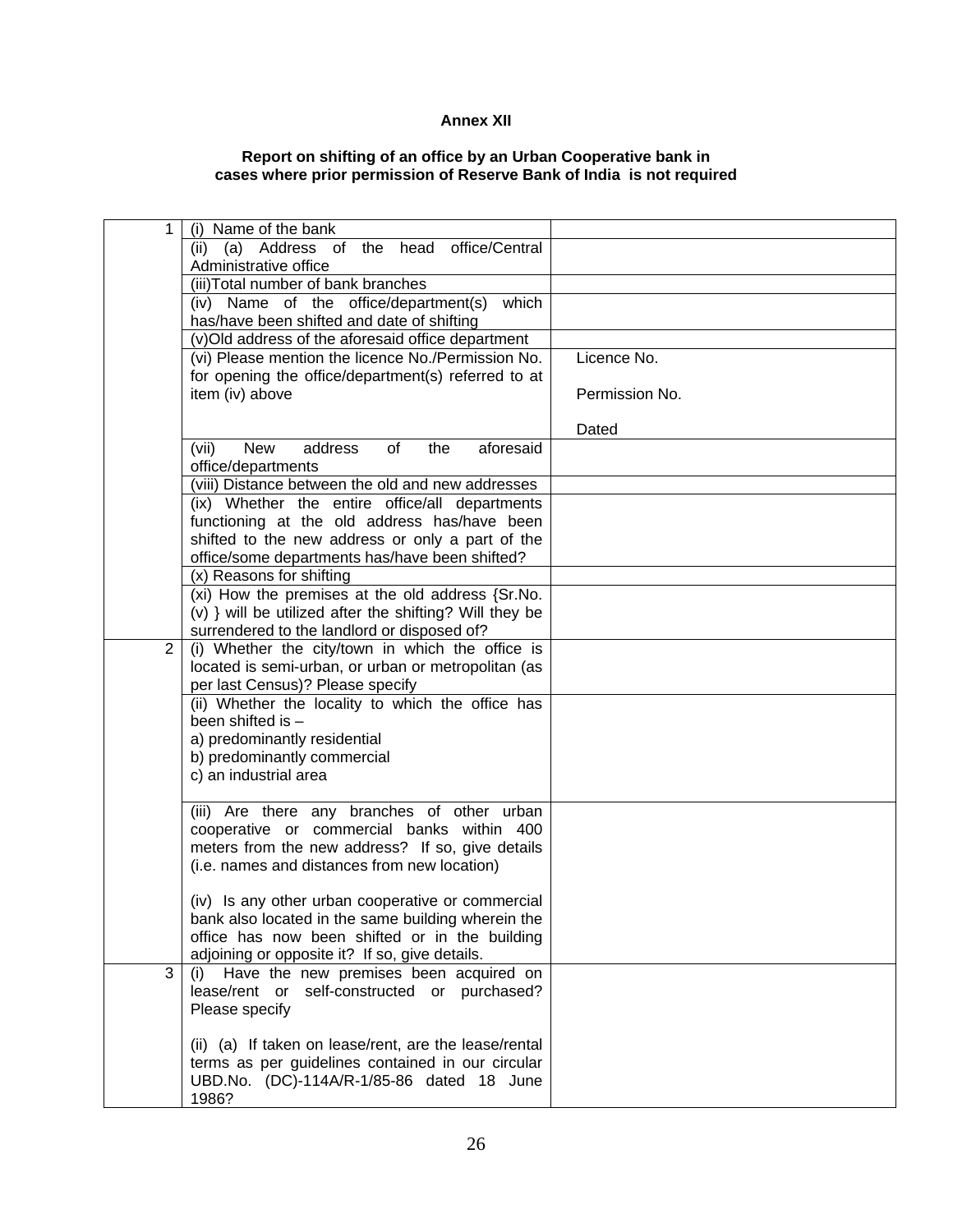**Annex XII**

**Report on shifting of an office by an Urban Cooperative bank in cases where prior permission of Reserve Bank of India is not required**

| | | |
|---|---|---|
| 1 | (i) Name of the bank | |
| | (ii) (a) Address of the head office/Central Administrative office | |
| | (iii)Total number of bank branches | |
| | (iv) Name of the office/department(s) which has/have been shifted and date of shifting | |
| | (v)Old address of the aforesaid office department | |
| | (vi) Please mention the licence No./Permission No. for opening the office/department(s) referred to at item (iv) above | Licence No.<br><br>Permission No.<br><br>Dated |
| | (vii) New address of the aforesaid office/departments | |
| | (viii) Distance between the old and new addresses | |
| | (ix) Whether the entire office/all departments functioning at the old address has/have been shifted to the new address or only a part of the office/some departments has/have been shifted? | |
| | (x) Reasons for shifting | |
| | (xi) How the premises at the old address {Sr.No. (v) } will be utilized after the shifting? Will they be surrendered to the landlord or disposed of? | |
| 2 | (i) Whether the city/town in which the office is located is semi-urban, or urban or metropolitan (as per last Census)? Please specify | |
| | (ii) Whether the locality to which the office has been shifted is –<br>a) predominantly residential<br>b) predominantly commercial<br>c) an industrial area | |
| | (iii) Are there any branches of other urban cooperative or commercial banks within 400 meters from the new address? If so, give details (i.e. names and distances from new location)<br><br>(iv) Is any other urban cooperative or commercial bank also located in the same building wherein the office has now been shifted or in the building adjoining or opposite it? If so, give details. | |
| 3 | (i) Have the new premises been acquired on lease/rent or self-constructed or purchased? Please specify<br><br>(ii) (a) If taken on lease/rent, are the lease/rental terms as per guidelines contained in our circular UBD.No. (DC)-114A/R-1/85-86 dated 18 June 1986? | |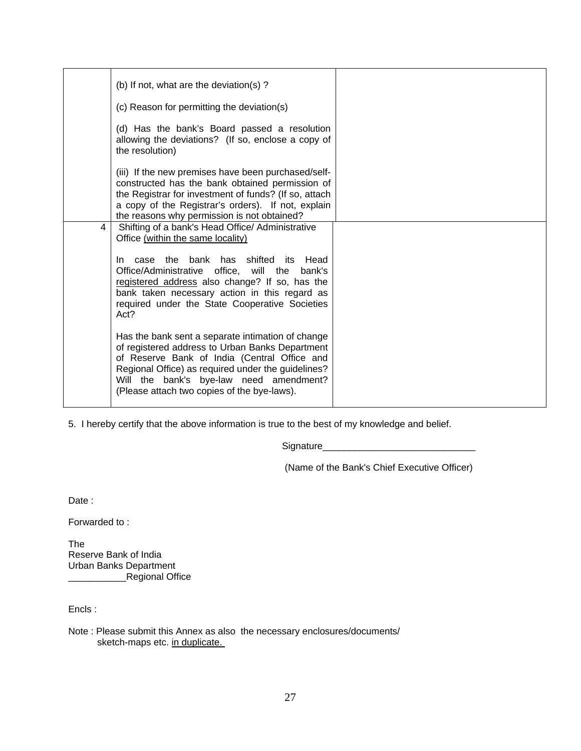| | | |
|---|---|---|
| | (b) If not, what are the deviation(s) ?<br><br>(c) Reason for permitting the deviation(s)<br><br>(d) Has the bank's Board passed a resolution allowing the deviations? (If so, enclose a copy of the resolution)<br><br>(iii) If the new premises have been purchased/self-constructed has the bank obtained permission of the Registrar for investment of funds? (If so, attach a copy of the Registrar's orders). If not, explain the reasons why permission is not obtained? | |
| 4 | Shifting of a bank's Head Office/ Administrative Office <u>(within the same locality)</u><br><br>In case the bank has shifted its Head Office/Administrative office, will the bank's <u>registered address</u> also change? If so, has the bank taken necessary action in this regard as required under the State Cooperative Societies Act?<br><br>Has the bank sent a separate intimation of change of registered address to Urban Banks Department of Reserve Bank of India (Central Office and Regional Office) as required under the guidelines? Will the bank's bye-law need amendment? (Please attach two copies of the bye-laws). | |

5. I hereby certify that the above information is true to the best of my knowledge and belief.

Signature_____________________________

(Name of the Bank's Chief Executive Officer)

Date :

Forwarded to :

The
Reserve Bank of India
Urban Banks Department
___________Regional Office

Encls :

Note : Please submit this Annex as also the necessary enclosures/documents/ sketch-maps etc. <u>in duplicate.</u>